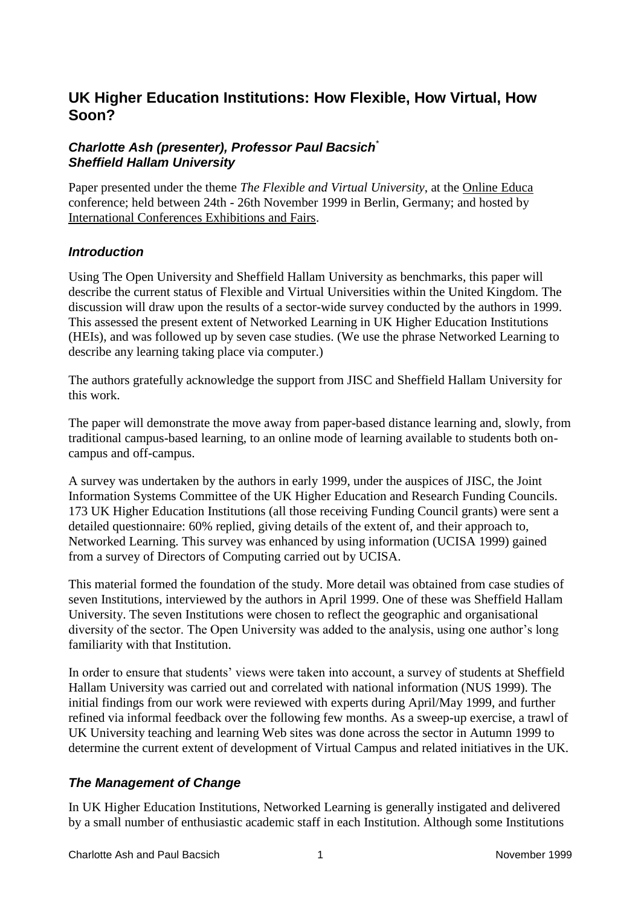# UK Higher Education Institutions: How Flexible, How Virtual, How Soon?

### *Charlotte Ash (presenter), Professor Paul Bacsich*[*] *Sheffield Hallam University*

Paper presented under the theme *The Flexible and Virtual University*, at the Online Educa conference; held between 24th - 26th November 1999 in Berlin, Germany; and hosted by International Conferences Exhibitions and Fairs.

## *Introduction*

Using The Open University and Sheffield Hallam University as benchmarks, this paper will describe the current status of Flexible and Virtual Universities within the United Kingdom. The discussion will draw upon the results of a sector-wide survey conducted by the authors in 1999. This assessed the present extent of Networked Learning in UK Higher Education Institutions (HEIs), and was followed up by seven case studies. (We use the phrase Networked Learning to describe any learning taking place via computer.)

The authors gratefully acknowledge the support from JISC and Sheffield Hallam University for this work.

The paper will demonstrate the move away from paper-based distance learning and, slowly, from traditional campus-based learning, to an online mode of learning available to students both on-campus and off-campus.

A survey was undertaken by the authors in early 1999, under the auspices of JISC, the Joint Information Systems Committee of the UK Higher Education and Research Funding Councils. 173 UK Higher Education Institutions (all those receiving Funding Council grants) were sent a detailed questionnaire: 60% replied, giving details of the extent of, and their approach to, Networked Learning. This survey was enhanced by using information (UCISA 1999) gained from a survey of Directors of Computing carried out by UCISA.

This material formed the foundation of the study. More detail was obtained from case studies of seven Institutions, interviewed by the authors in April 1999. One of these was Sheffield Hallam University. The seven Institutions were chosen to reflect the geographic and organisational diversity of the sector. The Open University was added to the analysis, using one author's long familiarity with that Institution.

In order to ensure that students' views were taken into account, a survey of students at Sheffield Hallam University was carried out and correlated with national information (NUS 1999). The initial findings from our work were reviewed with experts during April/May 1999, and further refined via informal feedback over the following few months. As a sweep-up exercise, a trawl of UK University teaching and learning Web sites was done across the sector in Autumn 1999 to determine the current extent of development of Virtual Campus and related initiatives in the UK.

## *The Management of Change*

In UK Higher Education Institutions, Networked Learning is generally instigated and delivered by a small number of enthusiastic academic staff in each Institution. Although some Institutions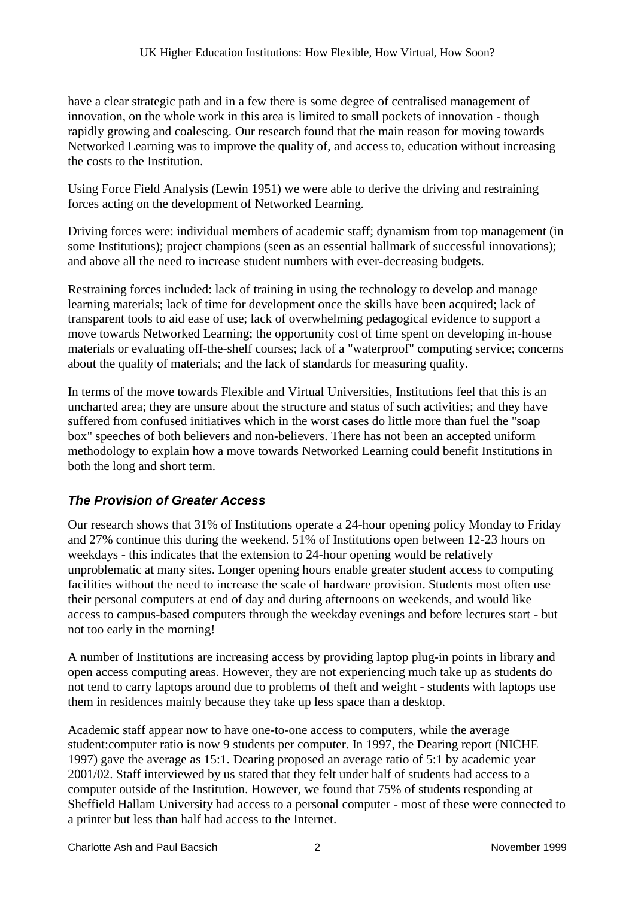have a clear strategic path and in a few there is some degree of centralised management of innovation, on the whole work in this area is limited to small pockets of innovation - though rapidly growing and coalescing. Our research found that the main reason for moving towards Networked Learning was to improve the quality of, and access to, education without increasing the costs to the Institution.

Using Force Field Analysis (Lewin 1951) we were able to derive the driving and restraining forces acting on the development of Networked Learning.

Driving forces were: individual members of academic staff; dynamism from top management (in some Institutions); project champions (seen as an essential hallmark of successful innovations); and above all the need to increase student numbers with ever-decreasing budgets.

Restraining forces included: lack of training in using the technology to develop and manage learning materials; lack of time for development once the skills have been acquired; lack of transparent tools to aid ease of use; lack of overwhelming pedagogical evidence to support a move towards Networked Learning; the opportunity cost of time spent on developing in-house materials or evaluating off-the-shelf courses; lack of a "waterproof" computing service; concerns about the quality of materials; and the lack of standards for measuring quality.

In terms of the move towards Flexible and Virtual Universities, Institutions feel that this is an uncharted area; they are unsure about the structure and status of such activities; and they have suffered from confused initiatives which in the worst cases do little more than fuel the "soap box" speeches of both believers and non-believers. There has not been an accepted uniform methodology to explain how a move towards Networked Learning could benefit Institutions in both the long and short term.

### *The Provision of Greater Access*

Our research shows that 31% of Institutions operate a 24-hour opening policy Monday to Friday and 27% continue this during the weekend. 51% of Institutions open between 12-23 hours on weekdays - this indicates that the extension to 24-hour opening would be relatively unproblematic at many sites. Longer opening hours enable greater student access to computing facilities without the need to increase the scale of hardware provision. Students most often use their personal computers at end of day and during afternoons on weekends, and would like access to campus-based computers through the weekday evenings and before lectures start - but not too early in the morning!

A number of Institutions are increasing access by providing laptop plug-in points in library and open access computing areas. However, they are not experiencing much take up as students do not tend to carry laptops around due to problems of theft and weight - students with laptops use them in residences mainly because they take up less space than a desktop.

Academic staff appear now to have one-to-one access to computers, while the average student:computer ratio is now 9 students per computer. In 1997, the Dearing report (NICHE 1997) gave the average as 15:1. Dearing proposed an average ratio of 5:1 by academic year 2001/02. Staff interviewed by us stated that they felt under half of students had access to a computer outside of the Institution. However, we found that 75% of students responding at Sheffield Hallam University had access to a personal computer - most of these were connected to a printer but less than half had access to the Internet.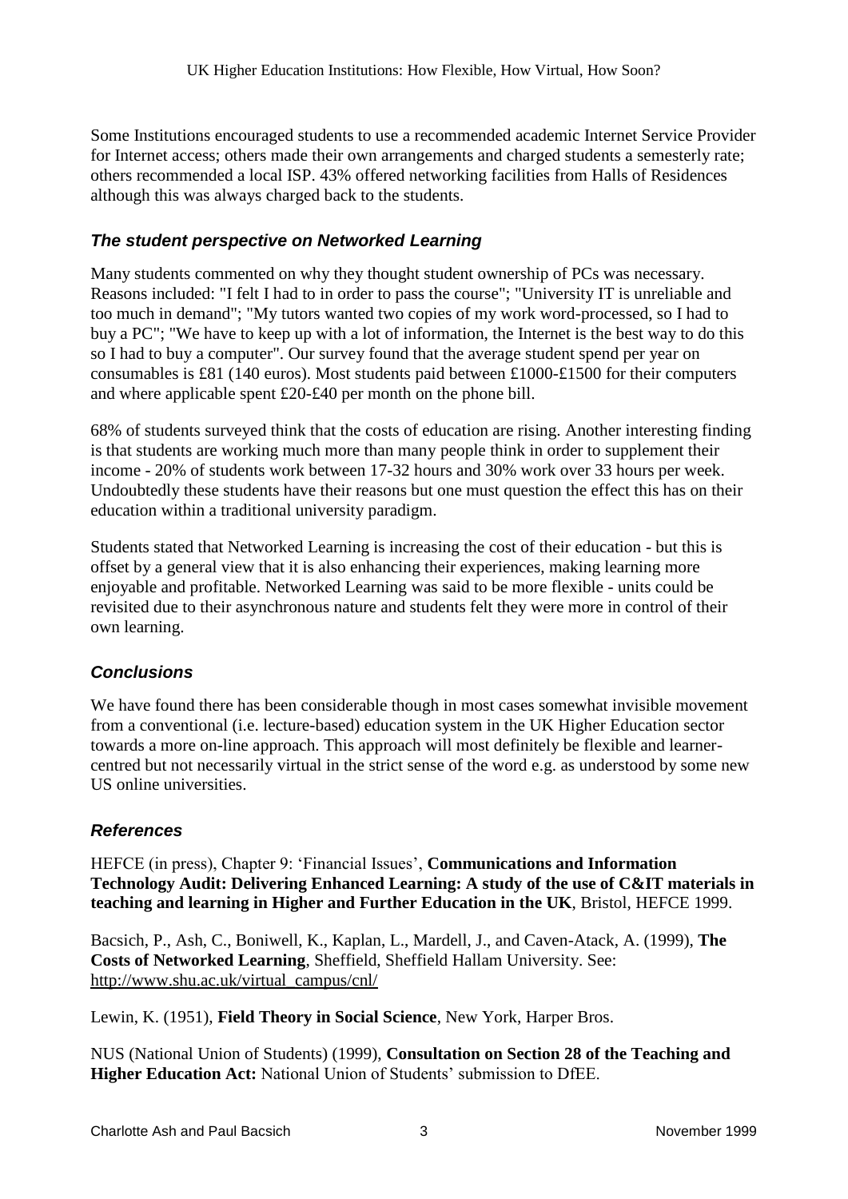Some Institutions encouraged students to use a recommended academic Internet Service Provider for Internet access; others made their own arrangements and charged students a semesterly rate; others recommended a local ISP. 43% offered networking facilities from Halls of Residences although this was always charged back to the students.

### *The student perspective on Networked Learning*

Many students commented on why they thought student ownership of PCs was necessary. Reasons included: "I felt I had to in order to pass the course"; "University IT is unreliable and too much in demand"; "My tutors wanted two copies of my work word-processed, so I had to buy a PC"; "We have to keep up with a lot of information, the Internet is the best way to do this so I had to buy a computer". Our survey found that the average student spend per year on consumables is £81 (140 euros). Most students paid between £1000-£1500 for their computers and where applicable spent £20-£40 per month on the phone bill.

68% of students surveyed think that the costs of education are rising. Another interesting finding is that students are working much more than many people think in order to supplement their income - 20% of students work between 17-32 hours and 30% work over 33 hours per week. Undoubtedly these students have their reasons but one must question the effect this has on their education within a traditional university paradigm.

Students stated that Networked Learning is increasing the cost of their education - but this is offset by a general view that it is also enhancing their experiences, making learning more enjoyable and profitable. Networked Learning was said to be more flexible - units could be revisited due to their asynchronous nature and students felt they were more in control of their own learning.

### *Conclusions*

We have found there has been considerable though in most cases somewhat invisible movement from a conventional (i.e. lecture-based) education system in the UK Higher Education sector towards a more on-line approach. This approach will most definitely be flexible and learner-centred but not necessarily virtual in the strict sense of the word e.g. as understood by some new US online universities.

### *References*

HEFCE (in press), Chapter 9: 'Financial Issues', **Communications and Information Technology Audit: Delivering Enhanced Learning: A study of the use of C&IT materials in teaching and learning in Higher and Further Education in the UK**, Bristol, HEFCE 1999.

Bacsich, P., Ash, C., Boniwell, K., Kaplan, L., Mardell, J., and Caven-Atack, A. (1999), **The Costs of Networked Learning**, Sheffield, Sheffield Hallam University. See: http://www.shu.ac.uk/virtual_campus/cnl/

Lewin, K. (1951), **Field Theory in Social Science**, New York, Harper Bros.

NUS (National Union of Students) (1999), **Consultation on Section 28 of the Teaching and Higher Education Act:** National Union of Students' submission to DfEE.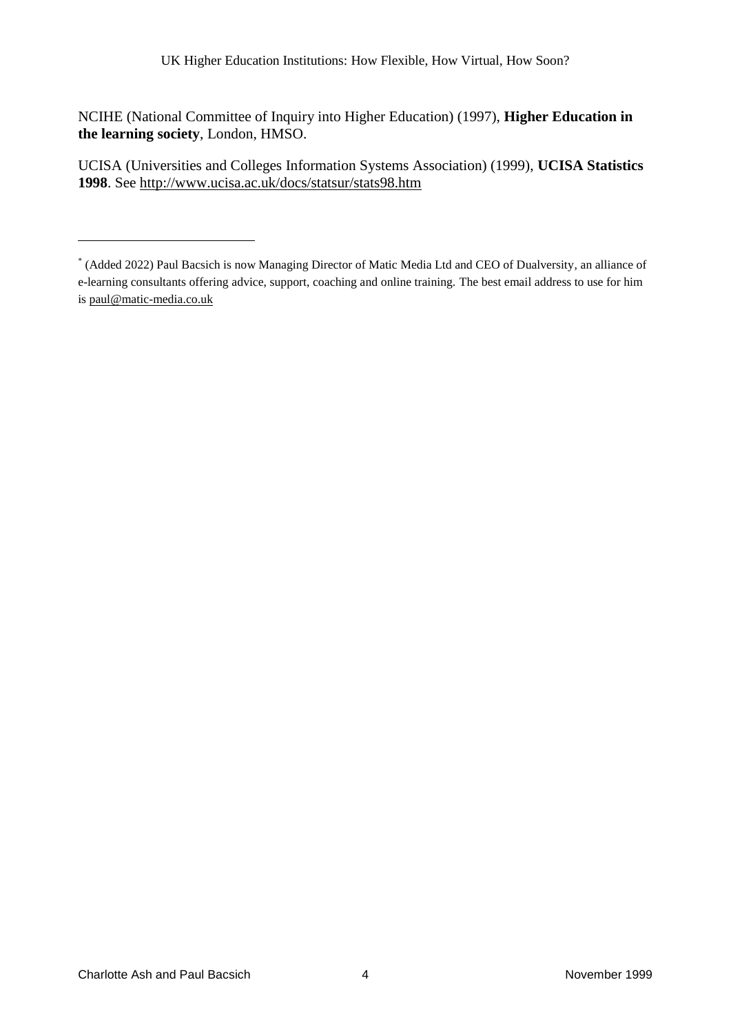NCIHE (National Committee of Inquiry into Higher Education) (1997), **Higher Education in the learning society**, London, HMSO.

UCISA (Universities and Colleges Information Systems Association) (1999), **UCISA Statistics 1998**. See http://www.ucisa.ac.uk/docs/statsur/stats98.htm

---

* (Added 2022) Paul Bacsich is now Managing Director of Matic Media Ltd and CEO of Dualversity, an alliance of e-learning consultants offering advice, support, coaching and online training. The best email address to use for him is paul@matic-media.co.uk